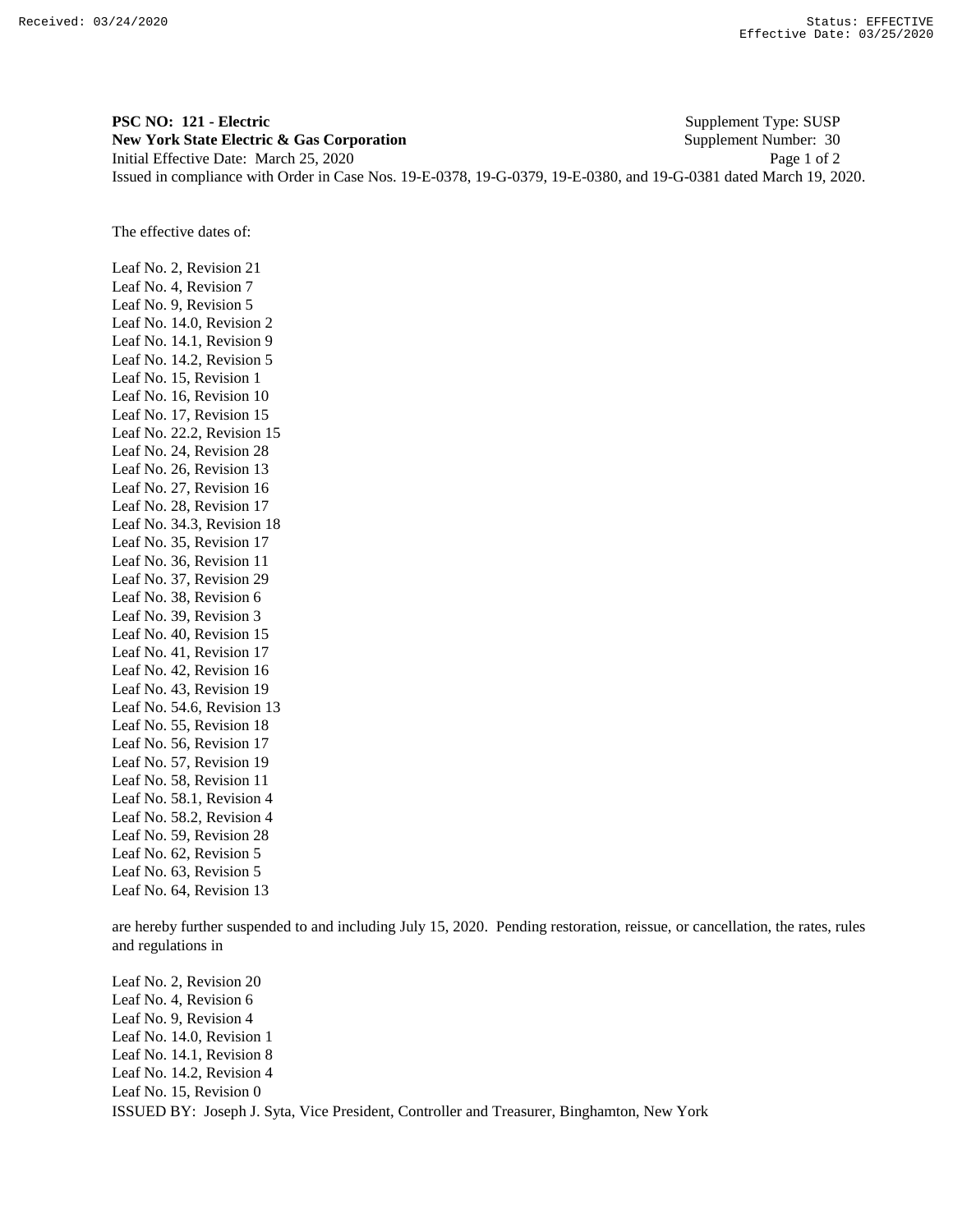**PSC NO: 121 - Electric** Supplement Type: SUSP
**New York State Electric & Gas Corporation** Supplement Number: 30
Initial Effective Date: March 25, 2020
Issued in compliance with Order in Case Nos. 19-E-0378, 19-G-0379, 19-E-0380, and 19-G-0381 dated March 19, 2020.

The effective dates of:

Leaf No. 2, Revision 21
Leaf No. 4, Revision 7
Leaf No. 9, Revision 5
Leaf No. 14.0, Revision 2
Leaf No. 14.1, Revision 9
Leaf No. 14.2, Revision 5
Leaf No. 15, Revision 1
Leaf No. 16, Revision 10
Leaf No. 17, Revision 15
Leaf No. 22.2, Revision 15
Leaf No. 24, Revision 28
Leaf No. 26, Revision 13
Leaf No. 27, Revision 16
Leaf No. 28, Revision 17
Leaf No. 34.3, Revision 18
Leaf No. 35, Revision 17
Leaf No. 36, Revision 11
Leaf No. 37, Revision 29
Leaf No. 38, Revision 6
Leaf No. 39, Revision 3
Leaf No. 40, Revision 15
Leaf No. 41, Revision 17
Leaf No. 42, Revision 16
Leaf No. 43, Revision 19
Leaf No. 54.6, Revision 13
Leaf No. 55, Revision 18
Leaf No. 56, Revision 17
Leaf No. 57, Revision 19
Leaf No. 58, Revision 11
Leaf No. 58.1, Revision 4
Leaf No. 58.2, Revision 4
Leaf No. 59, Revision 28
Leaf No. 62, Revision 5
Leaf No. 63, Revision 5
Leaf No. 64, Revision 13

are hereby further suspended to and including July 15, 2020. Pending restoration, reissue, or cancellation, the rates, rules and regulations in

Leaf No. 2, Revision 20
Leaf No. 4, Revision 6
Leaf No. 9, Revision 4
Leaf No. 14.0, Revision 1
Leaf No. 14.1, Revision 8
Leaf No. 14.2, Revision 4
Leaf No. 15, Revision 0

ISSUED BY: Joseph J. Syta, Vice President, Controller and Treasurer, Binghamton, New York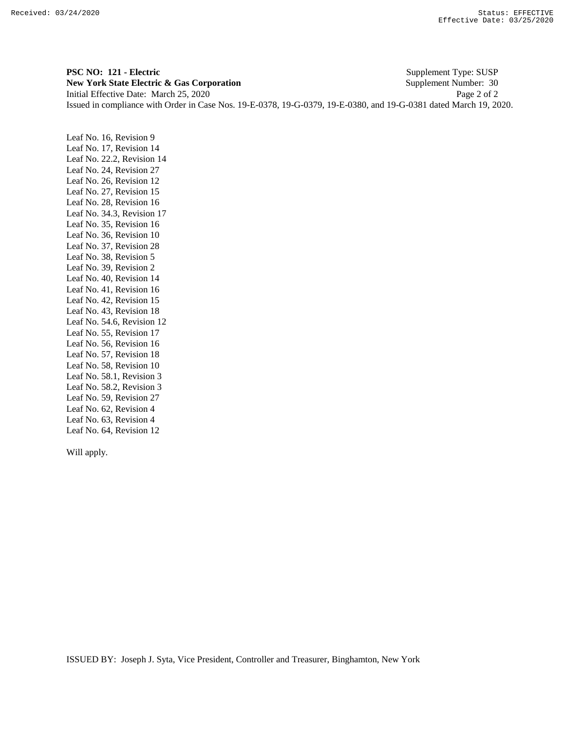**PSC NO: 121 - Electric** Supplement Type: SUSP
**New York State Electric & Gas Corporation** Supplement Number: 30
Initial Effective Date: March 25, 2020
Issued in compliance with Order in Case Nos. 19-E-0378, 19-G-0379, 19-E-0380, and 19-G-0381 dated March 19, 2020.

Leaf No. 16, Revision 9
Leaf No. 17, Revision 14
Leaf No. 22.2, Revision 14
Leaf No. 24, Revision 27
Leaf No. 26, Revision 12
Leaf No. 27, Revision 15
Leaf No. 28, Revision 16
Leaf No. 34.3, Revision 17
Leaf No. 35, Revision 16
Leaf No. 36, Revision 10
Leaf No. 37, Revision 28
Leaf No. 38, Revision 5
Leaf No. 39, Revision 2
Leaf No. 40, Revision 14
Leaf No. 41, Revision 16
Leaf No. 42, Revision 15
Leaf No. 43, Revision 18
Leaf No. 54.6, Revision 12
Leaf No. 55, Revision 17
Leaf No. 56, Revision 16
Leaf No. 57, Revision 18
Leaf No. 58, Revision 10
Leaf No. 58.1, Revision 3
Leaf No. 58.2, Revision 3
Leaf No. 59, Revision 27
Leaf No. 62, Revision 4
Leaf No. 63, Revision 4
Leaf No. 64, Revision 12

Will apply.

ISSUED BY: Joseph J. Syta, Vice President, Controller and Treasurer, Binghamton, New York